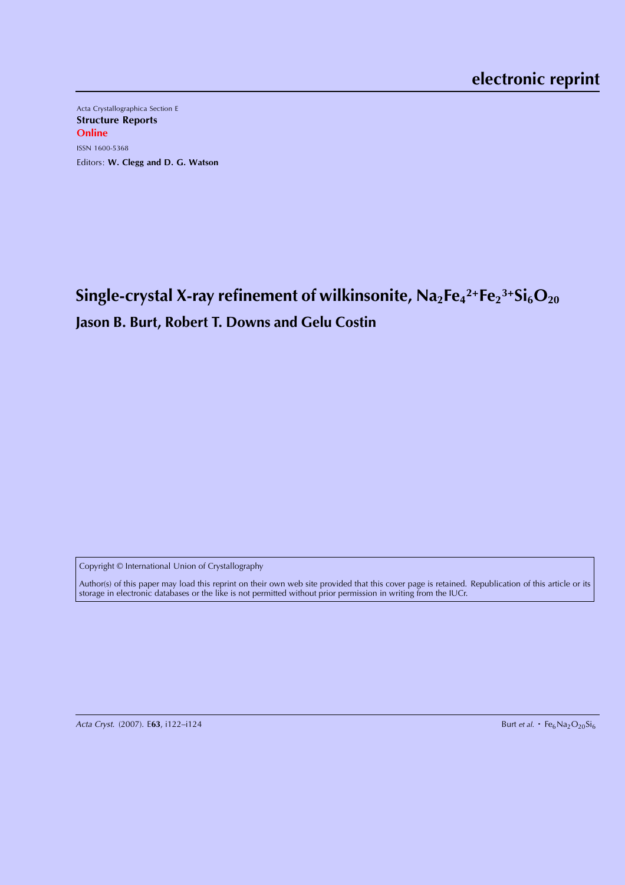electronic reprint

Acta Crystallographica Section E

**Structure Reports Online**

ISSN 1600-5368

Editors: **W. Clegg and D. G. Watson**

# Single-crystal X-ray refinement of wilkinsonite, $Na_2Fe_4^{2+}Fe_2^{3+}Si_6O_{20}$

**Jason B. Burt, Robert T. Downs and Gelu Costin**

Copyright © International Union of Crystallography

Author(s) of this paper may load this reprint on their own web site provided that this cover page is retained. Republication of this article or its storage in electronic databases or the like is not permitted without prior permission in writing from the IUCr.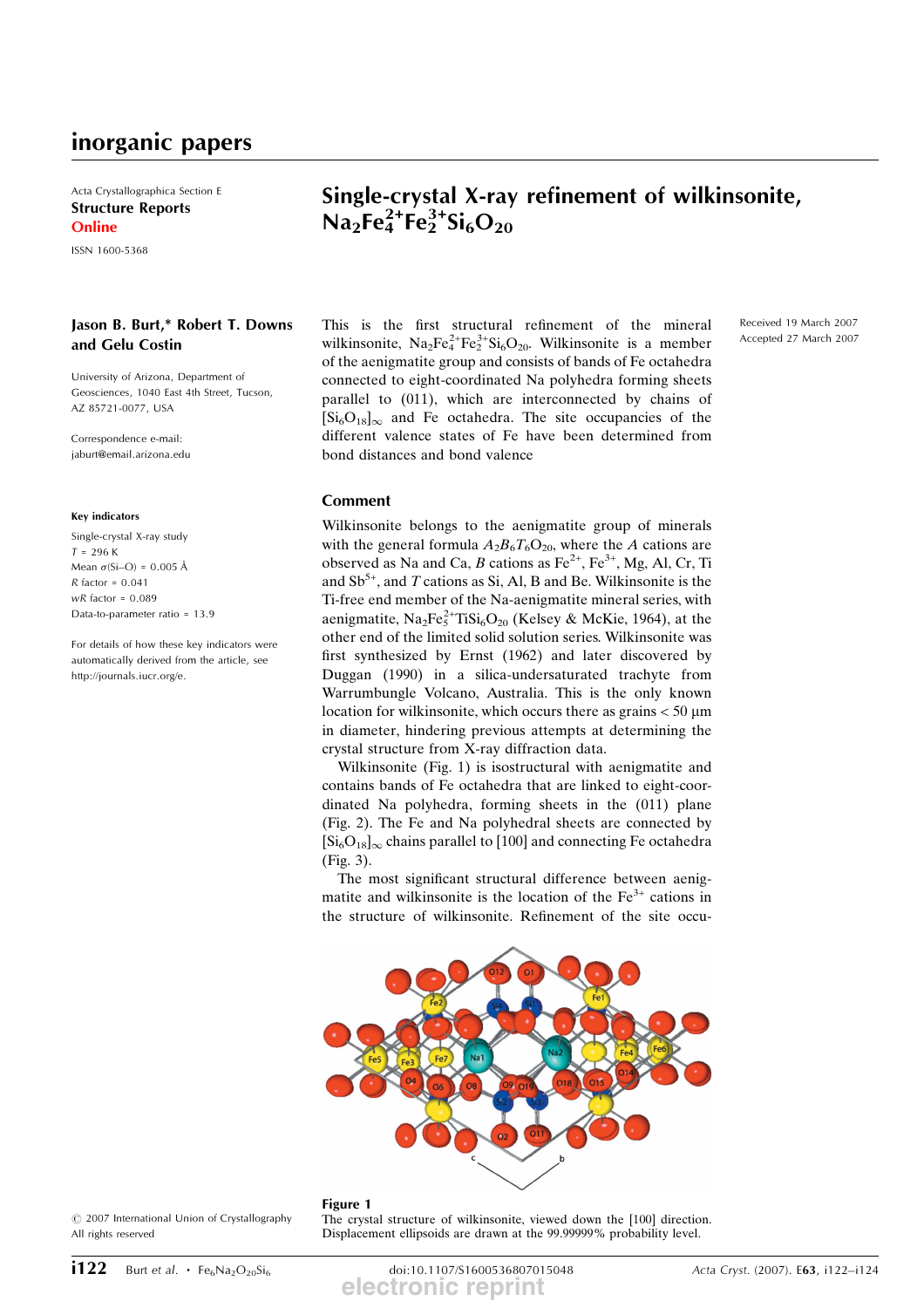# inorganic papers

Acta Crystallographica Section E
**Structure Reports Online**

ISSN 1600-5368

# Single-crystal X-ray refinement of wilkinsonite, $Na_2Fe^{2+}_4Fe^{3+}_2Si_6O_{20}$

**Jason B. Burt,* Robert T. Downs and Gelu Costin**

University of Arizona, Department of Geosciences, 1040 East 4th Street, Tucson, AZ 85721-0077, USA

Correspondence e-mail: jaburt@email.arizona.edu

Received 19 March 2007
Accepted 27 March 2007

#### Key indicators

Single-crystal X-ray study
$T$ = 296 K
Mean $\sigma$(Si–O) = 0.005 Å
$R$ factor = 0.041
$wR$ factor = 0.089
Data-to-parameter ratio = 13.9

For details of how these key indicators were automatically derived from the article, see http://journals.iucr.org/e.

This is the first structural refinement of the mineral wilkinsonite, $Na_2Fe^{2+}_4Fe^{3+}_2Si_6O_{20}$. Wilkinsonite is a member of the aenigmatite group and consists of bands of Fe octahedra connected to eight-coordinated Na polyhedra forming sheets parallel to (011), which are interconnected by chains of $[Si_6O_{18}]_\infty$ and Fe octahedra. The site occupancies of the different valence states of Fe have been determined from bond distances and bond valence

## Comment

Wilkinsonite belongs to the aenigmatite group of minerals with the general formula $A_2B_6T_6O_{20}$, where the $A$ cations are observed as Na and Ca, $B$ cations as $Fe^{2+}$, $Fe^{3+}$, Mg, Al, Cr, Ti and $Sb^{5+}$, and $T$ cations as Si, Al, B and Be. Wilkinsonite is the Ti-free end member of the Na-aenigmatite mineral series, with aenigmatite, $Na_2Fe^{2+}_5TiSi_6O_{20}$ (Kelsey & McKie, 1964), at the other end of the limited solid solution series. Wilkinsonite was first synthesized by Ernst (1962) and later discovered by Duggan (1990) in a silica-undersaturated trachyte from Warrumbungle Volcano, Australia. This is the only known location for wilkinsonite, which occurs there as grains < 50 µm in diameter, hindering previous attempts at determining the crystal structure from X-ray diffraction data.

Wilkinsonite (Fig. 1) is isostructural with aenigmatite and contains bands of Fe octahedra that are linked to eight-coordinated Na polyhedra, forming sheets in the (011) plane (Fig. 2). The Fe and Na polyhedral sheets are connected by $[Si_6O_{18}]_\infty$ chains parallel to [100] and connecting Fe octahedra (Fig. 3).

The most significant structural difference between aenigmatite and wilkinsonite is the location of the $Fe^{3+}$ cations in the structure of wilkinsonite. Refinement of the site occu-

**Figure 1**
The crystal structure of wilkinsonite, viewed down the [100] direction. Displacement ellipsoids are drawn at the 99.99999% probability level.

© 2007 International Union of Crystallography
All rights reserved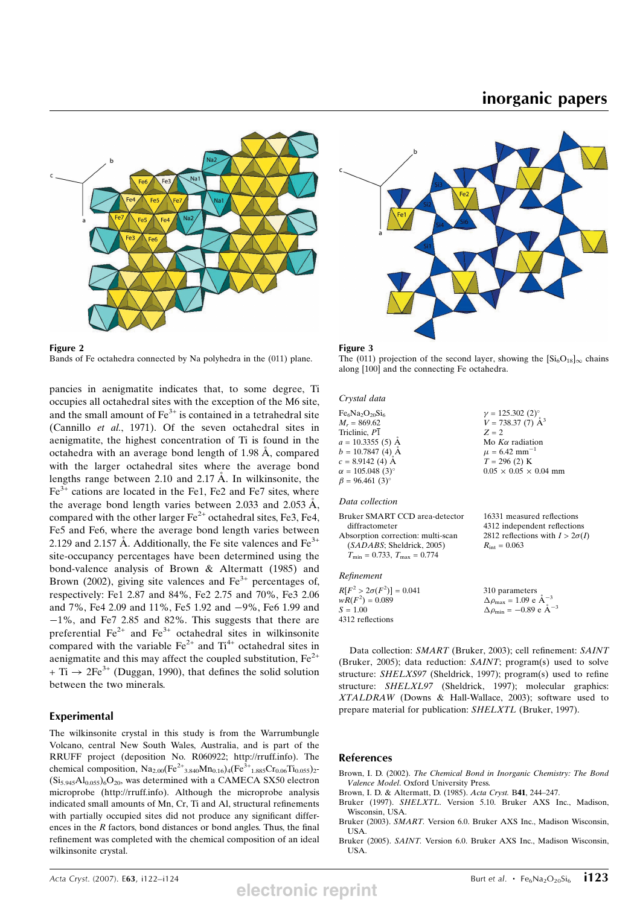Figure 2
Bands of Fe octahedra connected by Na polyhedra in the (011) plane.

Figure 3
The (011) projection of the second layer, showing the $[Si_6O_{18}]_\infty$ chains along [100] and the connecting Fe octahedra.

pancies in aenigmatite indicates that, to some degree, Ti occupies all octahedral sites with the exception of the M6 site, and the small amount of $Fe^{3+}$ is contained in a tetrahedral site (Cannillo *et al.*, 1971). Of the seven octahedral sites in aenigmatite, the highest concentration of Ti is found in the octahedra with an average bond length of 1.98 Å, compared with the larger octahedral sites where the average bond lengths range between 2.10 and 2.17 Å. In wilkinsonite, the $Fe^{3+}$ cations are located in the Fe1, Fe2 and Fe7 sites, where the average bond length varies between 2.033 and 2.053 Å, compared with the other larger $Fe^{2+}$ octahedral sites, Fe3, Fe4, Fe5 and Fe6, where the average bond length varies between 2.129 and 2.157 Å. Additionally, the Fe site valences and $Fe^{3+}$ site-occupancy percentages have been determined using the bond-valence analysis of Brown & Altermatt (1985) and Brown (2002), giving site valences and $Fe^{3+}$ percentages of, respectively: Fe1 2.87 and 84%, Fe2 2.75 and 70%, Fe3 2.06 and 7%, Fe4 2.09 and 11%, Fe5 1.92 and −9%, Fe6 1.99 and −1%, and Fe7 2.85 and 82%. This suggests that there are preferential $Fe^{2+}$ and $Fe^{3+}$ octahedral sites in wilkinsonite compared with the variable $Fe^{2+}$ and $Ti^{4+}$ octahedral sites in aenigmatite and this may affect the coupled substitution, $Fe^{2+}$ + Ti → $2Fe^{3+}$ (Duggan, 1990), that defines the solid solution between the two minerals.

## Experimental

The wilkinsonite crystal in this study is from the Warrumbungle Volcano, central New South Wales, Australia, and is part of the RRUFF project (deposition No. R060922; http://rruff.info). The chemical composition, $Na_{2.00}(Fe^{2+}_{3.840}Mn_{0.16})_4(Fe^{3+}_{1.885}Cr_{0.06}Ti_{0.055})_2(Si_{5.945}Al_{0.055})_6O_{20}$, was determined with a CAMECA SX50 electron microprobe (http://rruff.info). Although the microprobe analysis indicated small amounts of Mn, Cr, Ti and Al, structural refinements with partially occupied sites did not produce any significant differences in the *R* factors, bond distances or bond angles. Thus, the final refinement was completed with the chemical composition of an ideal wilkinsonite crystal.

*Crystal data*

$Fe_6Na_2O_{20}Si_6$
$M_r$ = 869.62
Triclinic, $P\bar{1}$
*a* = 10.3355 (5) Å
*b* = 10.7847 (4) Å
*c* = 8.9142 (4) Å
α = 105.048 (3)°
β = 96.461 (3)°
γ = 125.302 (2)°
*V* = 738.37 (7) Å$^3$
*Z* = 2
Mo *K*α radiation
μ = 6.42 mm$^{-1}$
*T* = 296 (2) K
0.05 × 0.05 × 0.04 mm

*Data collection*

Bruker SMART CCD area-detector diffractometer
Absorption correction: multi-scan (*SADABS*; Sheldrick, 2005)
$T_{min}$ = 0.733, $T_{max}$ = 0.774
16331 measured reflections
4312 independent reflections
2812 reflections with $I > 2\sigma(I)$
$R_{int}$ = 0.063

*Refinement*

$R[F^2 > 2\sigma(F^2)]$ = 0.041
$wR(F^2)$ = 0.089
*S* = 1.00
4312 reflections
310 parameters
$\Delta\rho_{max}$ = 1.09 e Å$^{-3}$
$\Delta\rho_{min}$ = −0.89 e Å$^{-3}$

Data collection: *SMART* (Bruker, 2003); cell refinement: *SAINT* (Bruker, 2005); data reduction: *SAINT*; program(s) used to solve structure: *SHELXS97* (Sheldrick, 1997); program(s) used to refine structure: *SHELXL97* (Sheldrick, 1997); molecular graphics: *XTALDRAW* (Downs & Hall-Wallace, 2003); software used to prepare material for publication: *SHELXTL* (Bruker, 1997).

## References

Brown, I. D. (2002). *The Chemical Bond in Inorganic Chemistry: The Bond Valence Model.* Oxford University Press.
Brown, I. D. & Altermatt, D. (1985). *Acta Cryst.* B**41**, 244–247.
Bruker (1997). *SHELXTL*. Version 5.10. Bruker AXS Inc., Madison, Wisconsin, USA.
Bruker (2003). *SMART*. Version 6.0. Bruker AXS Inc., Madison Wisconsin, USA.
Bruker (2005). *SAINT*. Version 6.0. Bruker AXS Inc., Madison Wisconsin, USA.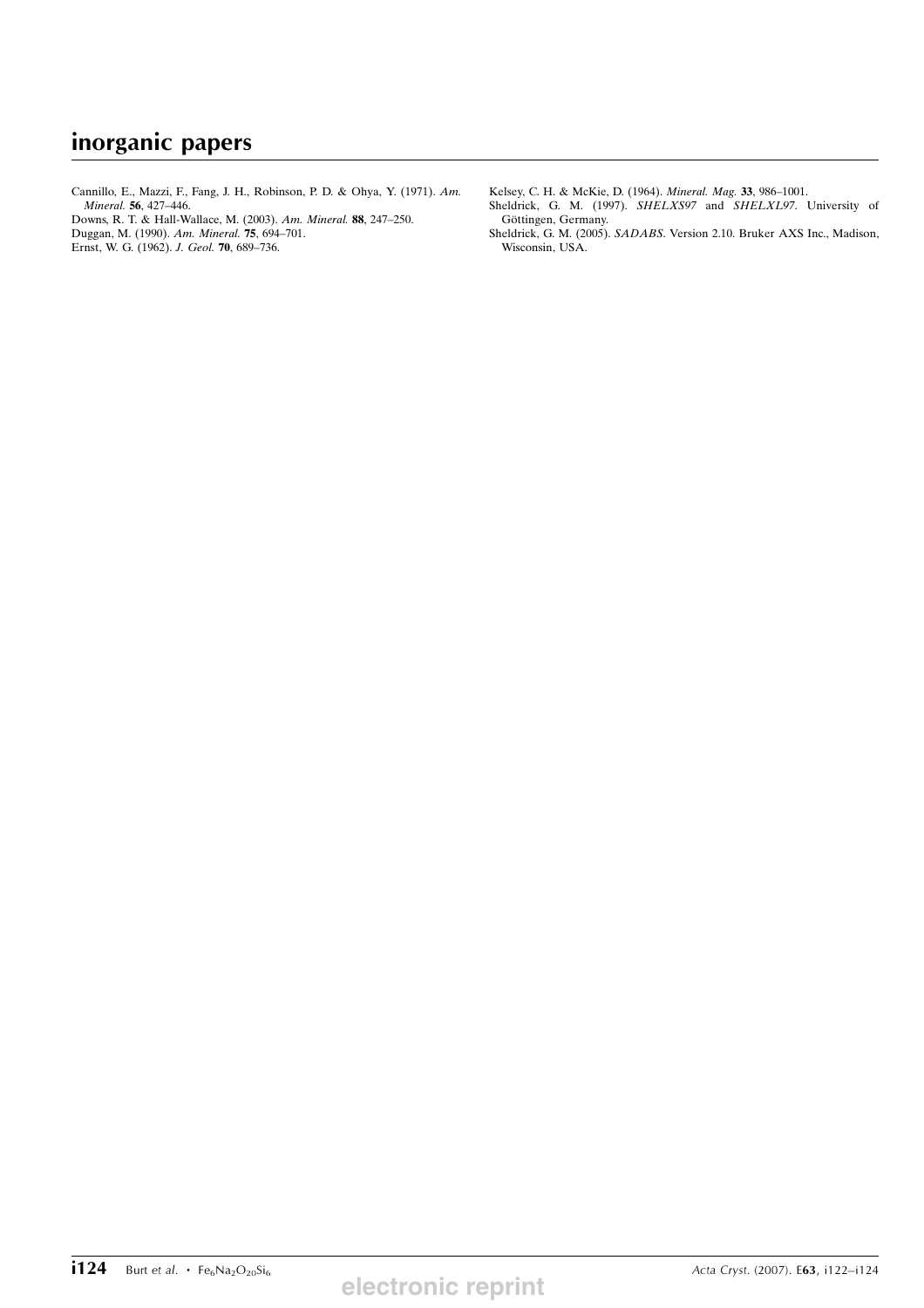Cannillo, E., Mazzi, F., Fang, J. H., Robinson, P. D. & Ohya, Y. (1971). *Am. Mineral.* **56**, 427–446.

Downs, R. T. & Hall-Wallace, M. (2003). *Am. Mineral.* **88**, 247–250.

Duggan, M. (1990). *Am. Mineral.* **75**, 694–701.

Ernst, W. G. (1962). *J. Geol.* **70**, 689–736.

Kelsey, C. H. & McKie, D. (1964). *Mineral. Mag.* **33**, 986–1001.

Sheldrick, G. M. (1997). *SHELXS97* and *SHELXL97*. University of Göttingen, Germany.

Sheldrick, G. M. (2005). *SADABS*. Version 2.10. Bruker AXS Inc., Madison, Wisconsin, USA.